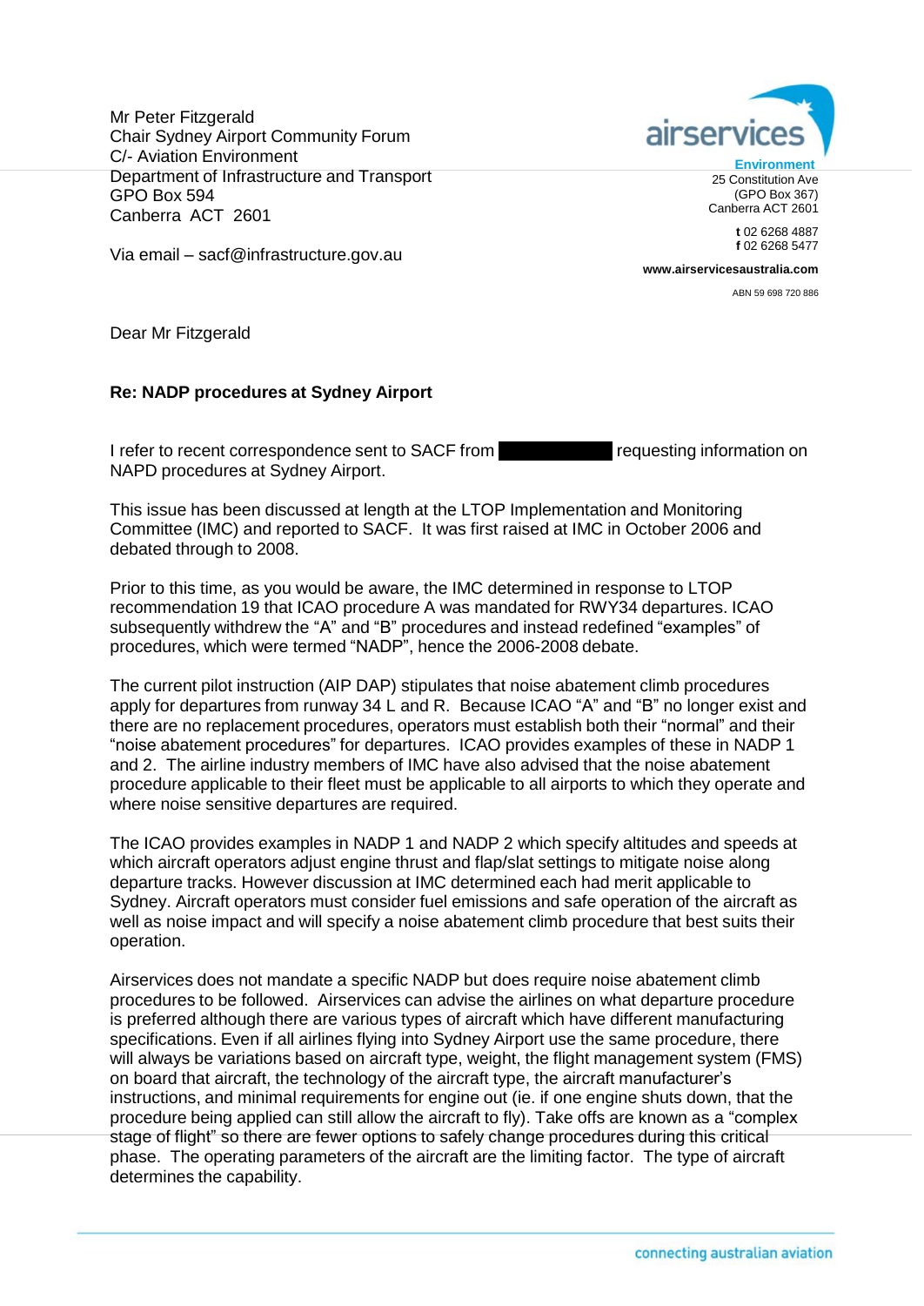Mr Peter Fitzgerald
Chair Sydney Airport Community Forum
C/- Aviation Environment
Department of Infrastructure and Transport
GPO Box 594
Canberra ACT 2601

Via email – sacf@infrastructure.gov.au

airservices
**Environment**
25 Constitution Ave
(GPO Box 367)
Canberra ACT 2601

**t** 02 6268 4887
**f** 02 6268 5477

**www.airservicesaustralia.com**

ABN 59 698 720 886

Dear Mr Fitzgerald

**Re: NADP procedures at Sydney Airport**

I refer to recent correspondence sent to SACF from [REDACTED] requesting information on NAPD procedures at Sydney Airport.

This issue has been discussed at length at the LTOP Implementation and Monitoring Committee (IMC) and reported to SACF. It was first raised at IMC in October 2006 and debated through to 2008.

Prior to this time, as you would be aware, the IMC determined in response to LTOP recommendation 19 that ICAO procedure A was mandated for RWY34 departures. ICAO subsequently withdrew the "A" and "B" procedures and instead redefined "examples" of procedures, which were termed "NADP", hence the 2006-2008 debate.

The current pilot instruction (AIP DAP) stipulates that noise abatement climb procedures apply for departures from runway 34 L and R. Because ICAO "A" and "B" no longer exist and there are no replacement procedures, operators must establish both their "normal" and their "noise abatement procedures" for departures. ICAO provides examples of these in NADP 1 and 2. The airline industry members of IMC have also advised that the noise abatement procedure applicable to their fleet must be applicable to all airports to which they operate and where noise sensitive departures are required.

The ICAO provides examples in NADP 1 and NADP 2 which specify altitudes and speeds at which aircraft operators adjust engine thrust and flap/slat settings to mitigate noise along departure tracks. However discussion at IMC determined each had merit applicable to Sydney. Aircraft operators must consider fuel emissions and safe operation of the aircraft as well as noise impact and will specify a noise abatement climb procedure that best suits their operation.

Airservices does not mandate a specific NADP but does require noise abatement climb procedures to be followed. Airservices can advise the airlines on what departure procedure is preferred although there are various types of aircraft which have different manufacturing specifications. Even if all airlines flying into Sydney Airport use the same procedure, there will always be variations based on aircraft type, weight, the flight management system (FMS) on board that aircraft, the technology of the aircraft type, the aircraft manufacturer's instructions, and minimal requirements for engine out (ie. if one engine shuts down, that the procedure being applied can still allow the aircraft to fly). Take offs are known as a "complex stage of flight" so there are fewer options to safely change procedures during this critical phase. The operating parameters of the aircraft are the limiting factor. The type of aircraft determines the capability.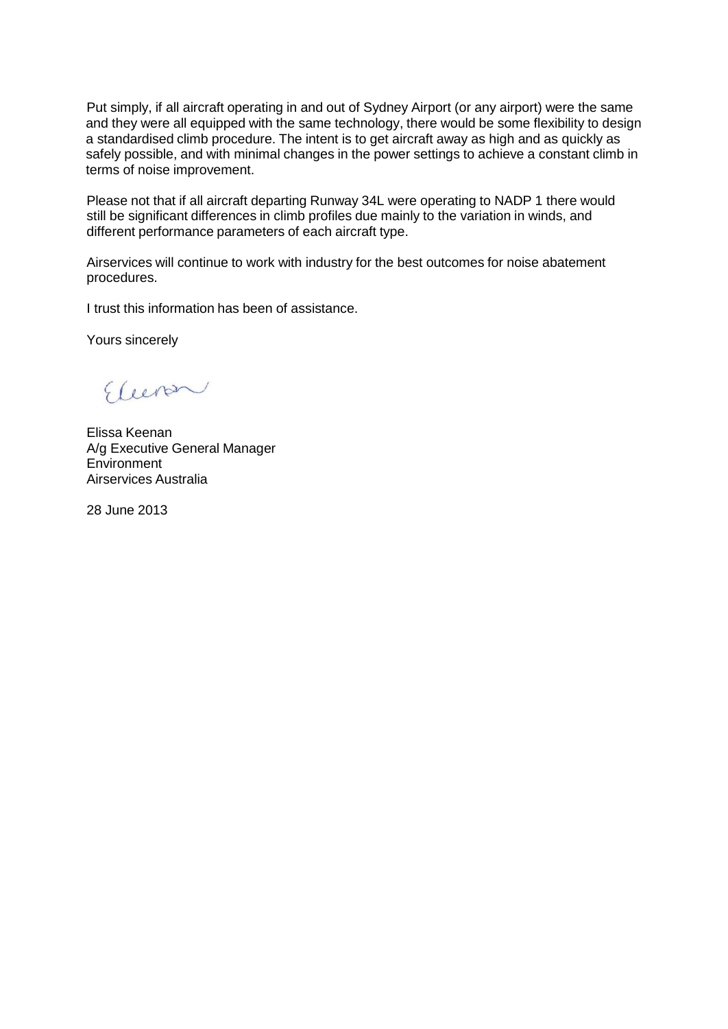Put simply, if all aircraft operating in and out of Sydney Airport (or any airport) were the same and they were all equipped with the same technology, there would be some flexibility to design a standardised climb procedure. The intent is to get aircraft away as high and as quickly as safely possible, and with minimal changes in the power settings to achieve a constant climb in terms of noise improvement.

Please not that if all aircraft departing Runway 34L were operating to NADP 1 there would still be significant differences in climb profiles due mainly to the variation in winds, and different performance parameters of each aircraft type.

Airservices will continue to work with industry for the best outcomes for noise abatement procedures.

I trust this information has been of assistance.

Yours sincerely

Elissa Keenan
A/g Executive General Manager
Environment
Airservices Australia

28 June 2013